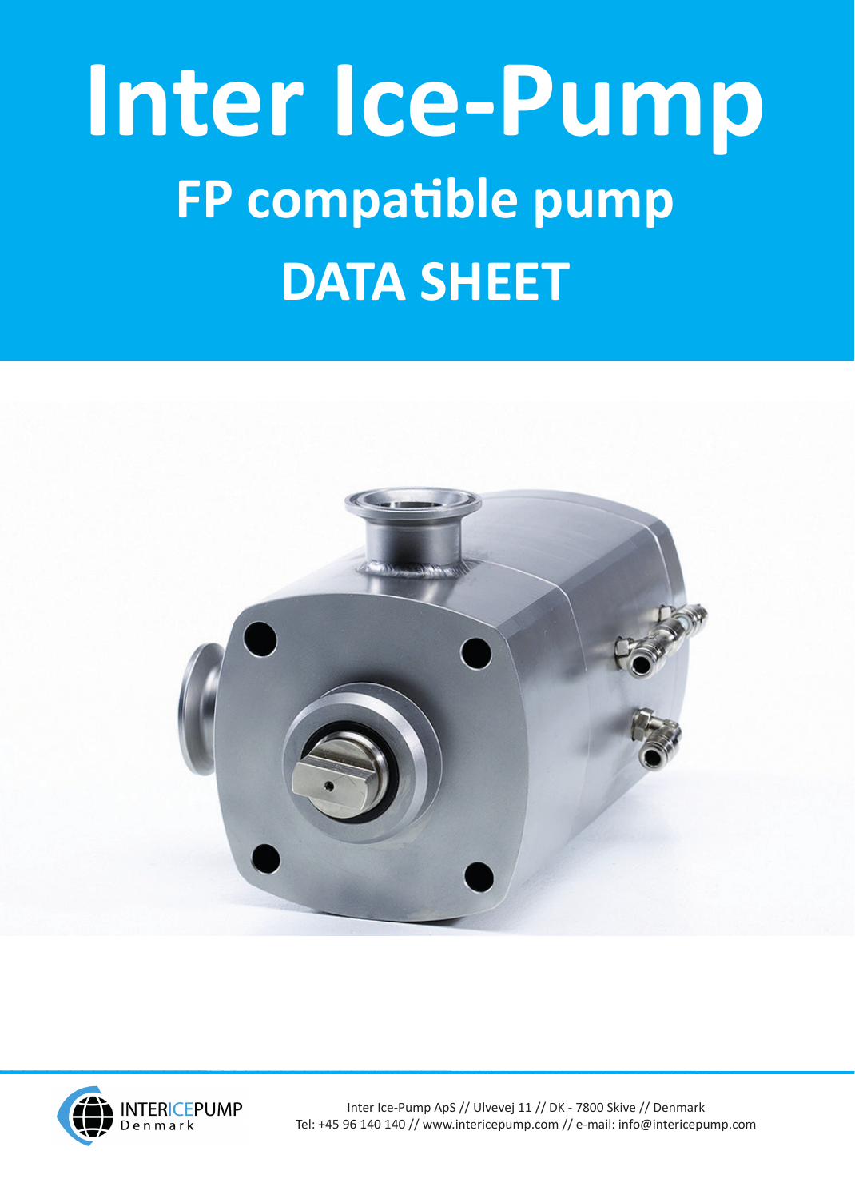# Inter Ice-Pump

## FP compatible pump

## DATA SHEET

INTERICEPUMP
Denmark

Inter Ice-Pump ApS // Ulvevej 11 // DK - 7800 Skive // Denmark
Tel: +45 96 140 140 // www.intericepump.com // e-mail: info@intericepump.com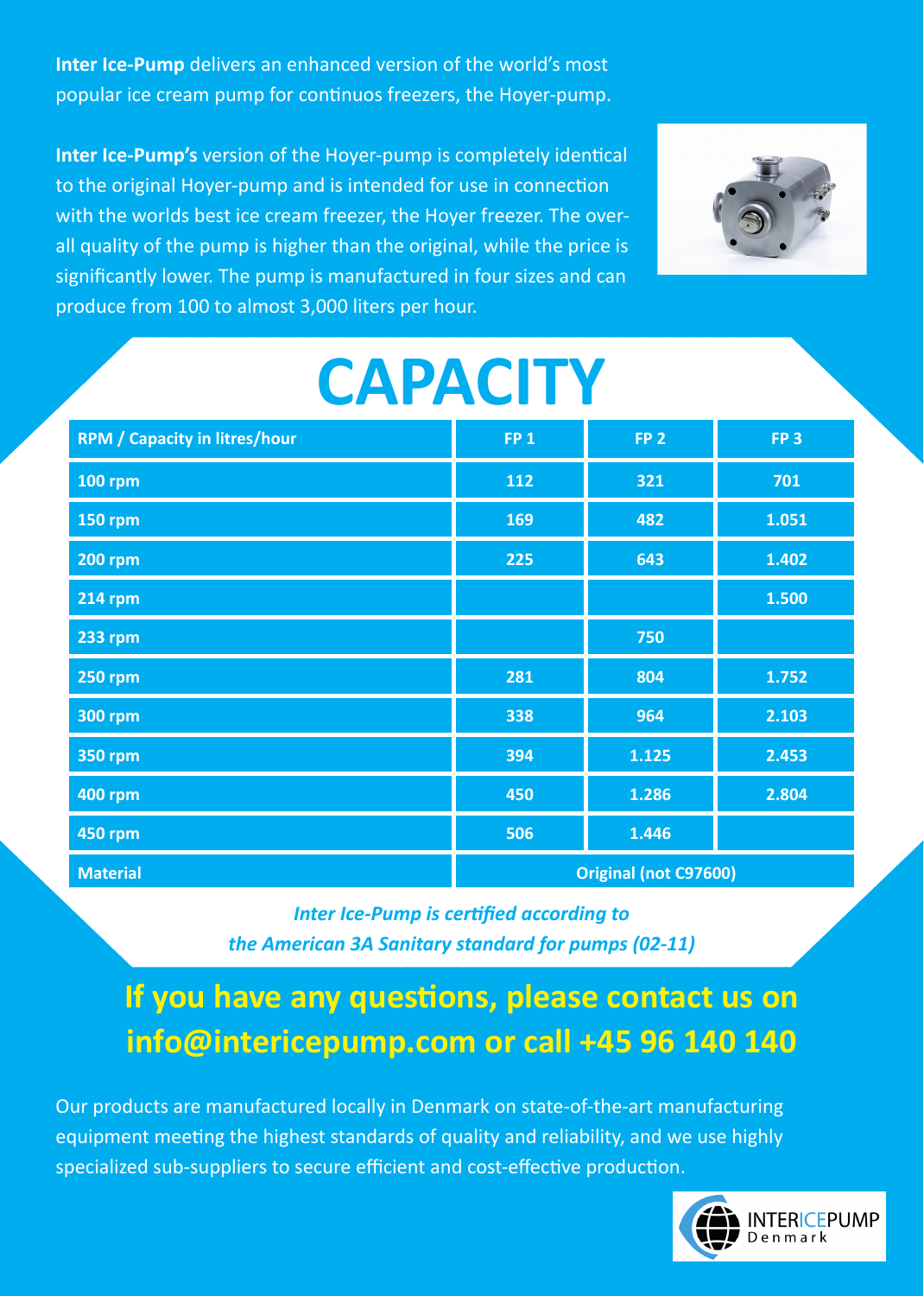**Inter Ice-Pump** delivers an enhanced version of the world's most popular ice cream pump for continuos freezers, the Hoyer-pump.

**Inter Ice-Pump's** version of the Hoyer-pump is completely identical to the original Hoyer-pump and is intended for use in connection with the worlds best ice cream freezer, the Hoyer freezer. The overall quality of the pump is higher than the original, while the price is significantly lower. The pump is manufactured in four sizes and can produce from 100 to almost 3,000 liters per hour.

# CAPACITY

| RPM / Capacity in litres/hour | FP 1 | FP 2 | FP 3 |
|---|---|---|---|
| 100 rpm | 112 | 321 | 701 |
| 150 rpm | 169 | 482 | 1.051 |
| 200 rpm | 225 | 643 | 1.402 |
| 214 rpm | | | 1.500 |
| 233 rpm | | 750 | |
| 250 rpm | 281 | 804 | 1.752 |
| 300 rpm | 338 | 964 | 2.103 |
| 350 rpm | 394 | 1.125 | 2.453 |
| 400 rpm | 450 | 1.286 | 2.804 |
| 450 rpm | 506 | 1.446 | |
| Material | Original (not C97600) | | |

*Inter Ice-Pump is certified according to the American 3A Sanitary standard for pumps (02-11)*

## If you have any questions, please contact us on info@intericepump.com or call +45 96 140 140

Our products are manufactured locally in Denmark on state-of-the-art manufacturing equipment meeting the highest standards of quality and reliability, and we use highly specialized sub-suppliers to secure efficient and cost-effective production.

INTERICEPUMP Denmark